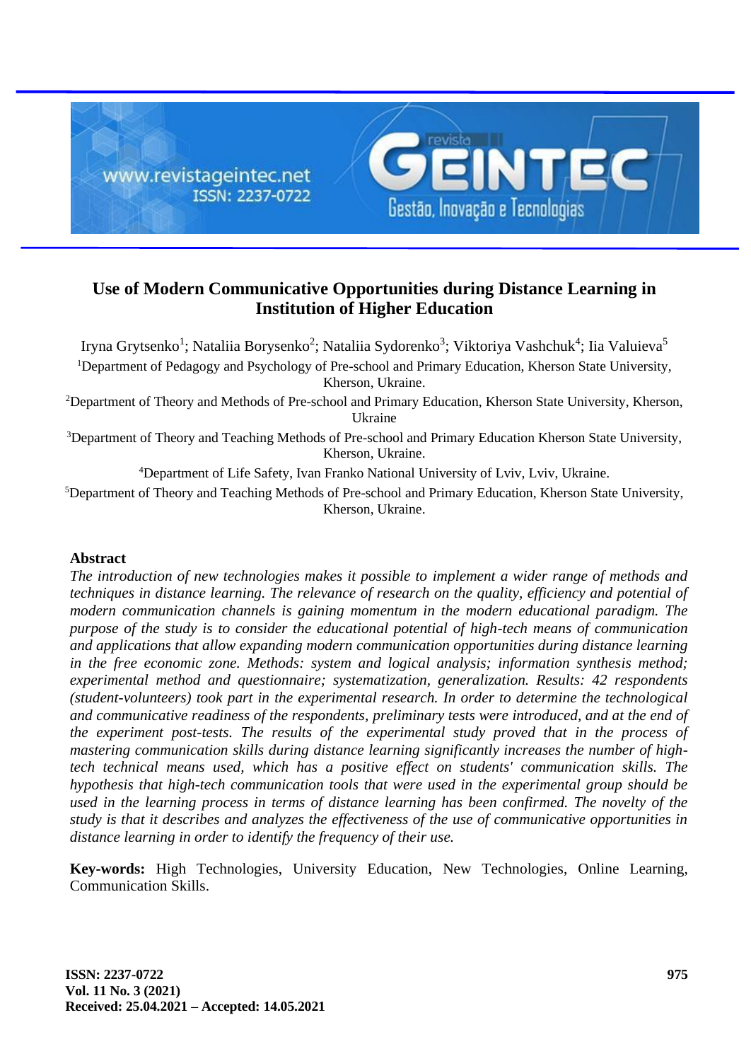# Use of Modern Communicative Opportunities during Distance Learning in Institution of Higher Education

Iryna Grytsenko[1]; Nataliia Borysenko[2]; Nataliia Sydorenko[3]; Viktoriya Vashchuk[4]; Iia Valuieva[5]

[1]Department of Pedagogy and Psychology of Pre-school and Primary Education, Kherson State University, Kherson, Ukraine.

[2]Department of Theory and Methods of Pre-school and Primary Education, Kherson State University, Kherson, Ukraine

[3]Department of Theory and Teaching Methods of Pre-school and Primary Education Kherson State University, Kherson, Ukraine.

[4]Department of Life Safety, Ivan Franko National University of Lviv, Lviv, Ukraine.

[5]Department of Theory and Teaching Methods of Pre-school and Primary Education, Kherson State University, Kherson, Ukraine.

## Abstract

*The introduction of new technologies makes it possible to implement a wider range of methods and techniques in distance learning. The relevance of research on the quality, efficiency and potential of modern communication channels is gaining momentum in the modern educational paradigm. The purpose of the study is to consider the educational potential of high-tech means of communication and applications that allow expanding modern communication opportunities during distance learning in the free economic zone. Methods: system and logical analysis; information synthesis method; experimental method and questionnaire; systematization, generalization. Results: 42 respondents (student-volunteers) took part in the experimental research. In order to determine the technological and communicative readiness of the respondents, preliminary tests were introduced, and at the end of the experiment post-tests. The results of the experimental study proved that in the process of mastering communication skills during distance learning significantly increases the number of high-tech technical means used, which has a positive effect on students' communication skills. The hypothesis that high-tech communication tools that were used in the experimental group should be used in the learning process in terms of distance learning has been confirmed. The novelty of the study is that it describes and analyzes the effectiveness of the use of communicative opportunities in distance learning in order to identify the frequency of their use.*

**Key-words:** High Technologies, University Education, New Technologies, Online Learning, Communication Skills.

**Received: 25.04.2021 – Accepted: 14.05.2021**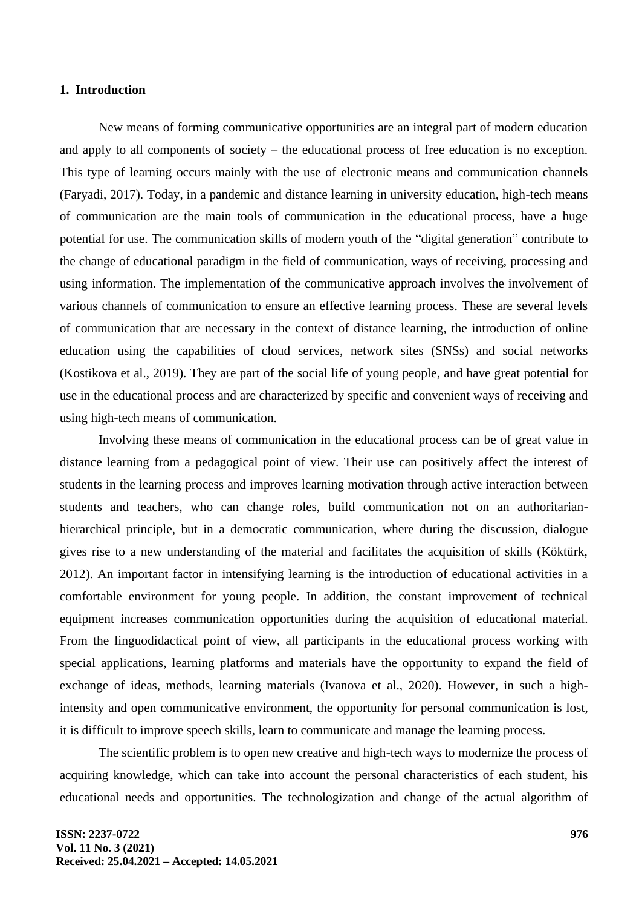## 1. Introduction

New means of forming communicative opportunities are an integral part of modern education and apply to all components of society – the educational process of free education is no exception. This type of learning occurs mainly with the use of electronic means and communication channels (Faryadi, 2017). Today, in a pandemic and distance learning in university education, high-tech means of communication are the main tools of communication in the educational process, have a huge potential for use. The communication skills of modern youth of the "digital generation" contribute to the change of educational paradigm in the field of communication, ways of receiving, processing and using information. The implementation of the communicative approach involves the involvement of various channels of communication to ensure an effective learning process. These are several levels of communication that are necessary in the context of distance learning, the introduction of online education using the capabilities of cloud services, network sites (SNSs) and social networks (Kostikova et al., 2019). They are part of the social life of young people, and have great potential for use in the educational process and are characterized by specific and convenient ways of receiving and using high-tech means of communication.

Involving these means of communication in the educational process can be of great value in distance learning from a pedagogical point of view. Their use can positively affect the interest of students in the learning process and improves learning motivation through active interaction between students and teachers, who can change roles, build communication not on an authoritarian-hierarchical principle, but in a democratic communication, where during the discussion, dialogue gives rise to a new understanding of the material and facilitates the acquisition of skills (Köktürk, 2012). An important factor in intensifying learning is the introduction of educational activities in a comfortable environment for young people. In addition, the constant improvement of technical equipment increases communication opportunities during the acquisition of educational material. From the linguodidactical point of view, all participants in the educational process working with special applications, learning platforms and materials have the opportunity to expand the field of exchange of ideas, methods, learning materials (Ivanova et al., 2020). However, in such a high-intensity and open communicative environment, the opportunity for personal communication is lost, it is difficult to improve speech skills, learn to communicate and manage the learning process.

The scientific problem is to open new creative and high-tech ways to modernize the process of acquiring knowledge, which can take into account the personal characteristics of each student, his educational needs and opportunities. The technologization and change of the actual algorithm of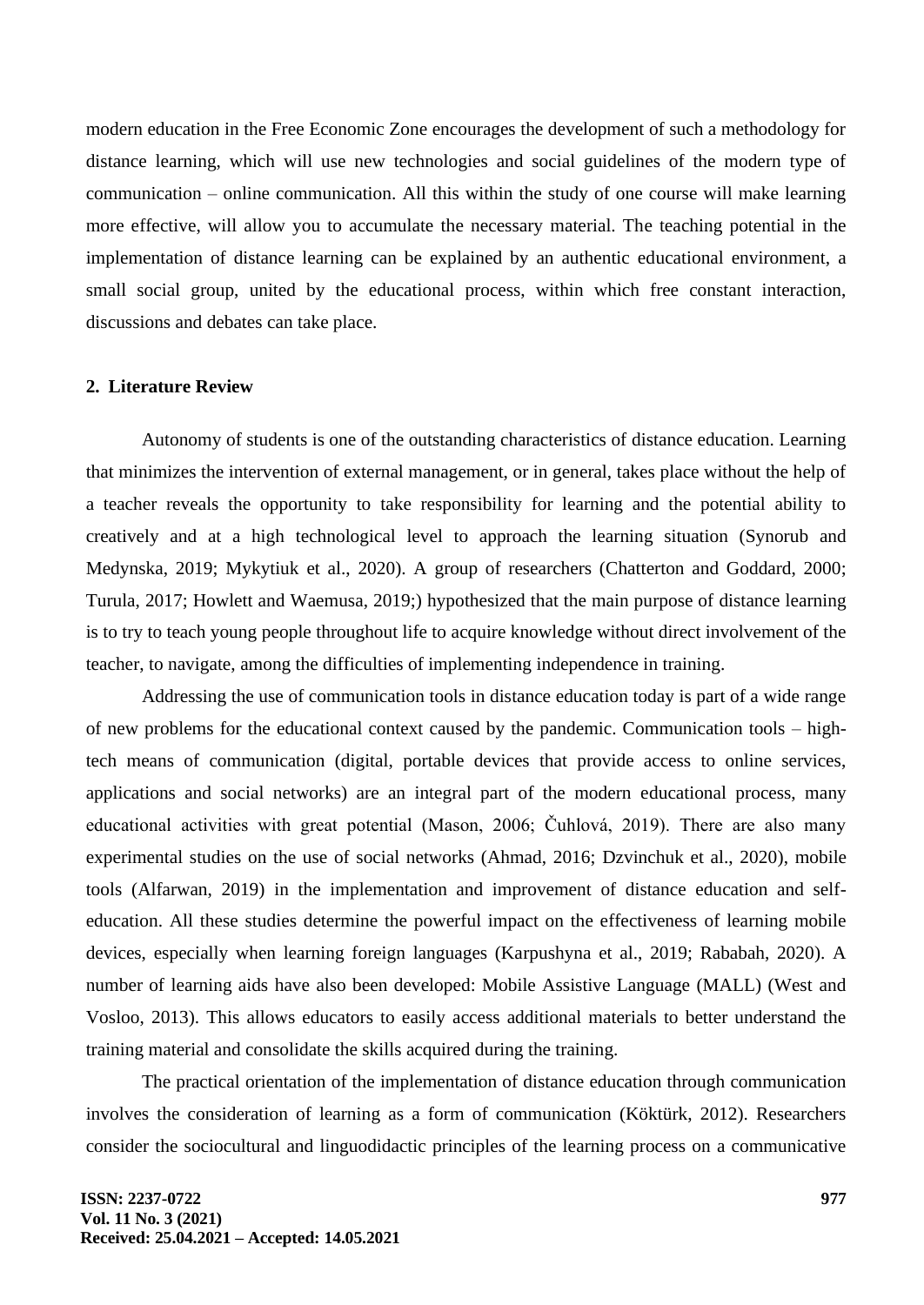modern education in the Free Economic Zone encourages the development of such a methodology for distance learning, which will use new technologies and social guidelines of the modern type of communication – online communication. All this within the study of one course will make learning more effective, will allow you to accumulate the necessary material. The teaching potential in the implementation of distance learning can be explained by an authentic educational environment, a small social group, united by the educational process, within which free constant interaction, discussions and debates can take place.

## 2. Literature Review

Autonomy of students is one of the outstanding characteristics of distance education. Learning that minimizes the intervention of external management, or in general, takes place without the help of a teacher reveals the opportunity to take responsibility for learning and the potential ability to creatively and at a high technological level to approach the learning situation (Synorub and Medynska, 2019; Mykytiuk et al., 2020). A group of researchers (Chatterton and Goddard, 2000; Turula, 2017; Howlett and Waemusa, 2019;) hypothesized that the main purpose of distance learning is to try to teach young people throughout life to acquire knowledge without direct involvement of the teacher, to navigate, among the difficulties of implementing independence in training.

Addressing the use of communication tools in distance education today is part of a wide range of new problems for the educational context caused by the pandemic. Communication tools – high-tech means of communication (digital, portable devices that provide access to online services, applications and social networks) are an integral part of the modern educational process, many educational activities with great potential (Mason, 2006; Čuhlová, 2019). There are also many experimental studies on the use of social networks (Ahmad, 2016; Dzvinchuk et al., 2020), mobile tools (Alfarwan, 2019) in the implementation and improvement of distance education and self-education. All these studies determine the powerful impact on the effectiveness of learning mobile devices, especially when learning foreign languages (Karpushyna et al., 2019; Rababah, 2020). A number of learning aids have also been developed: Mobile Assistive Language (MALL) (West and Vosloo, 2013). This allows educators to easily access additional materials to better understand the training material and consolidate the skills acquired during the training.

The practical orientation of the implementation of distance education through communication involves the consideration of learning as a form of communication (Köktürk, 2012). Researchers consider the sociocultural and linguodidactic principles of the learning process on a communicative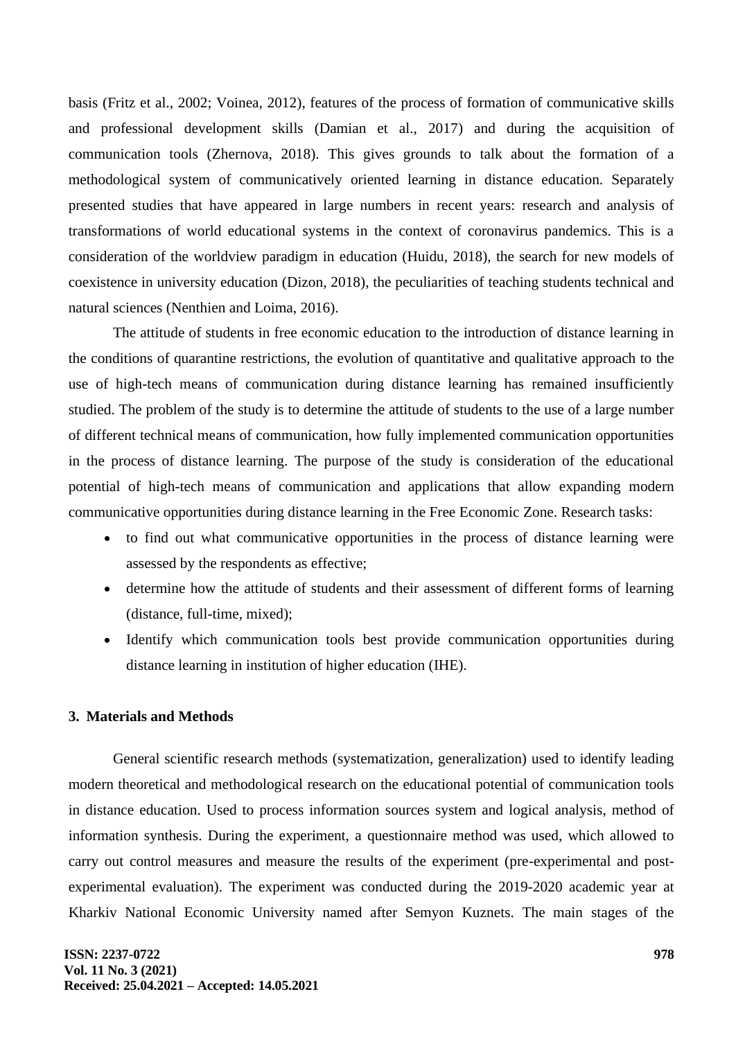basis (Fritz et al., 2002; Voinea, 2012), features of the process of formation of communicative skills and professional development skills (Damian et al., 2017) and during the acquisition of communication tools (Zhernova, 2018). This gives grounds to talk about the formation of a methodological system of communicatively oriented learning in distance education. Separately presented studies that have appeared in large numbers in recent years: research and analysis of transformations of world educational systems in the context of coronavirus pandemics. This is a consideration of the worldview paradigm in education (Huidu, 2018), the search for new models of coexistence in university education (Dizon, 2018), the peculiarities of teaching students technical and natural sciences (Nenthien and Loima, 2016).

The attitude of students in free economic education to the introduction of distance learning in the conditions of quarantine restrictions, the evolution of quantitative and qualitative approach to the use of high-tech means of communication during distance learning has remained insufficiently studied. The problem of the study is to determine the attitude of students to the use of a large number of different technical means of communication, how fully implemented communication opportunities in the process of distance learning. The purpose of the study is consideration of the educational potential of high-tech means of communication and applications that allow expanding modern communicative opportunities during distance learning in the Free Economic Zone. Research tasks:

- to find out what communicative opportunities in the process of distance learning were assessed by the respondents as effective;
- determine how the attitude of students and their assessment of different forms of learning (distance, full-time, mixed);
- Identify which communication tools best provide communication opportunities during distance learning in institution of higher education (IHE).

## 3. Materials and Methods

General scientific research methods (systematization, generalization) used to identify leading modern theoretical and methodological research on the educational potential of communication tools in distance education. Used to process information sources system and logical analysis, method of information synthesis. During the experiment, a questionnaire method was used, which allowed to carry out control measures and measure the results of the experiment (pre-experimental and post-experimental evaluation). The experiment was conducted during the 2019-2020 academic year at Kharkiv National Economic University named after Semyon Kuznets. The main stages of the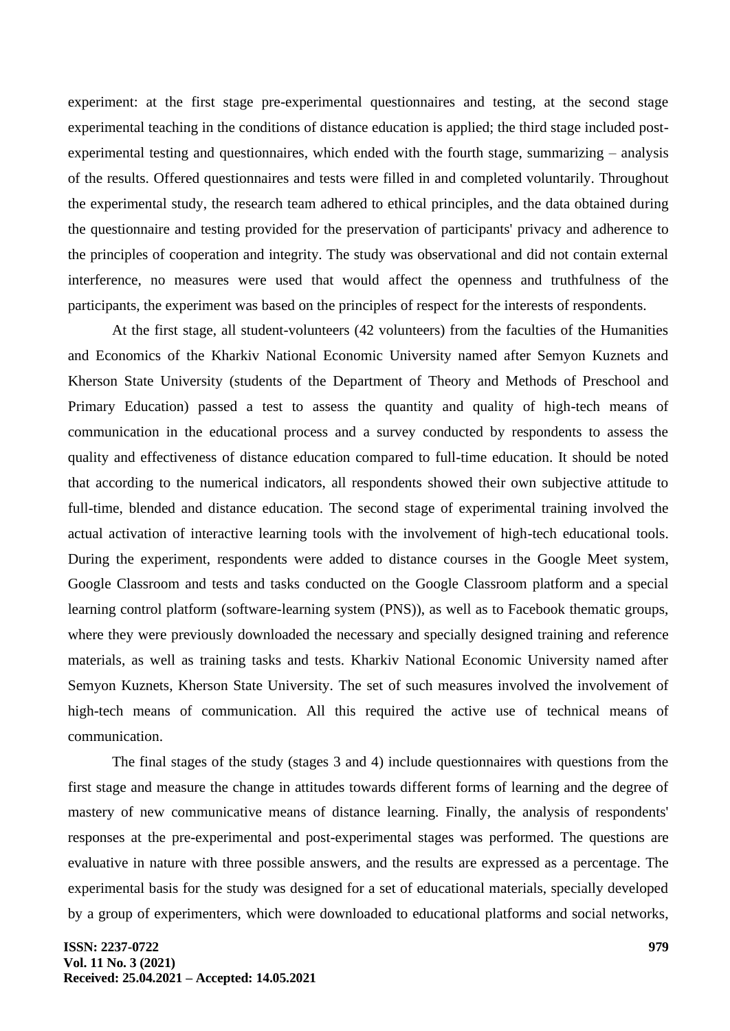experiment: at the first stage pre-experimental questionnaires and testing, at the second stage experimental teaching in the conditions of distance education is applied; the third stage included post-experimental testing and questionnaires, which ended with the fourth stage, summarizing – analysis of the results. Offered questionnaires and tests were filled in and completed voluntarily. Throughout the experimental study, the research team adhered to ethical principles, and the data obtained during the questionnaire and testing provided for the preservation of participants' privacy and adherence to the principles of cooperation and integrity. The study was observational and did not contain external interference, no measures were used that would affect the openness and truthfulness of the participants, the experiment was based on the principles of respect for the interests of respondents.

At the first stage, all student-volunteers (42 volunteers) from the faculties of the Humanities and Economics of the Kharkiv National Economic University named after Semyon Kuznets and Kherson State University (students of the Department of Theory and Methods of Preschool and Primary Education) passed a test to assess the quantity and quality of high-tech means of communication in the educational process and a survey conducted by respondents to assess the quality and effectiveness of distance education compared to full-time education. It should be noted that according to the numerical indicators, all respondents showed their own subjective attitude to full-time, blended and distance education. The second stage of experimental training involved the actual activation of interactive learning tools with the involvement of high-tech educational tools. During the experiment, respondents were added to distance courses in the Google Meet system, Google Classroom and tests and tasks conducted on the Google Classroom platform and a special learning control platform (software-learning system (PNS)), as well as to Facebook thematic groups, where they were previously downloaded the necessary and specially designed training and reference materials, as well as training tasks and tests. Kharkiv National Economic University named after Semyon Kuznets, Kherson State University. The set of such measures involved the involvement of high-tech means of communication. All this required the active use of technical means of communication.

The final stages of the study (stages 3 and 4) include questionnaires with questions from the first stage and measure the change in attitudes towards different forms of learning and the degree of mastery of new communicative means of distance learning. Finally, the analysis of respondents' responses at the pre-experimental and post-experimental stages was performed. The questions are evaluative in nature with three possible answers, and the results are expressed as a percentage. The experimental basis for the study was designed for a set of educational materials, specially developed by a group of experimenters, which were downloaded to educational platforms and social networks,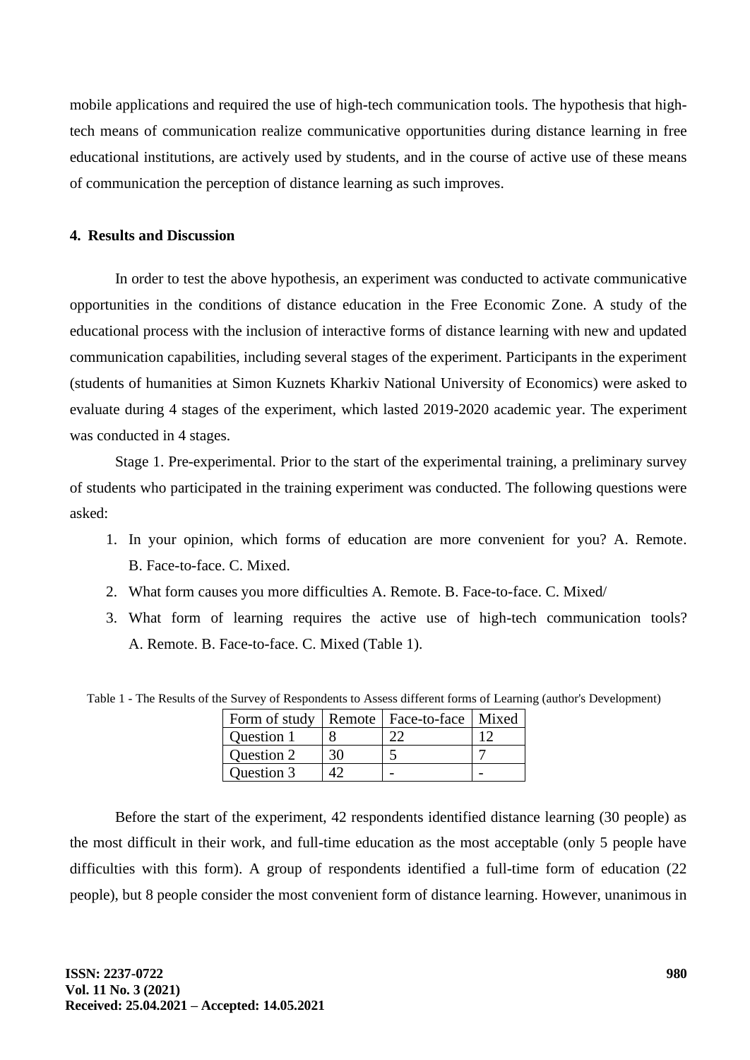mobile applications and required the use of high-tech communication tools. The hypothesis that high-tech means of communication realize communicative opportunities during distance learning in free educational institutions, are actively used by students, and in the course of active use of these means of communication the perception of distance learning as such improves.

## 4. Results and Discussion

In order to test the above hypothesis, an experiment was conducted to activate communicative opportunities in the conditions of distance education in the Free Economic Zone. A study of the educational process with the inclusion of interactive forms of distance learning with new and updated communication capabilities, including several stages of the experiment. Participants in the experiment (students of humanities at Simon Kuznets Kharkiv National University of Economics) were asked to evaluate during 4 stages of the experiment, which lasted 2019-2020 academic year. The experiment was conducted in 4 stages.

Stage 1. Pre-experimental. Prior to the start of the experimental training, a preliminary survey of students who participated in the training experiment was conducted. The following questions were asked:

1. In your opinion, which forms of education are more convenient for you? A. Remote. B. Face-to-face. C. Mixed.
2. What form causes you more difficulties A. Remote. B. Face-to-face. C. Mixed/
3. What form of learning requires the active use of high-tech communication tools? A. Remote. B. Face-to-face. C. Mixed (Table 1).

Table 1 - The Results of the Survey of Respondents to Assess different forms of Learning (author's Development)

| Form of study | Remote | Face-to-face | Mixed |
|---|---|---|---|
| Question 1 | 8 | 22 | 12 |
| Question 2 | 30 | 5 | 7 |
| Question 3 | 42 | - | - |

Before the start of the experiment, 42 respondents identified distance learning (30 people) as the most difficult in their work, and full-time education as the most acceptable (only 5 people have difficulties with this form). A group of respondents identified a full-time form of education (22 people), but 8 people consider the most convenient form of distance learning. However, unanimous in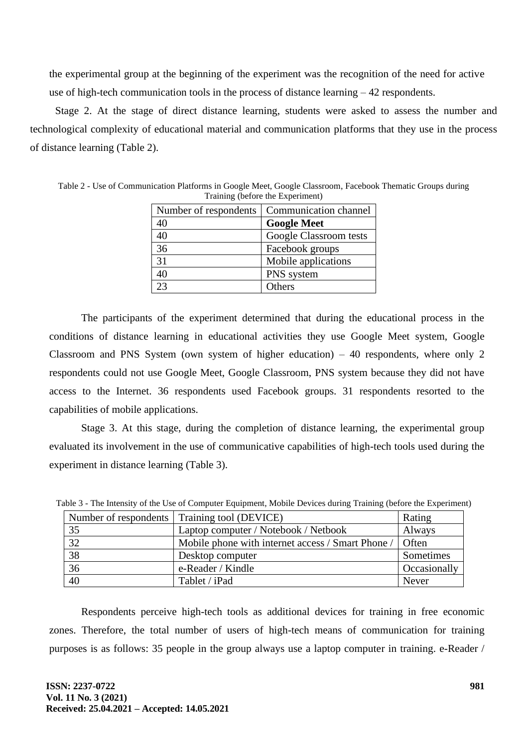the experimental group at the beginning of the experiment was the recognition of the need for active use of high-tech communication tools in the process of distance learning – 42 respondents.

Stage 2. At the stage of direct distance learning, students were asked to assess the number and technological complexity of educational material and communication platforms that they use in the process of distance learning (Table 2).

Table 2 - Use of Communication Platforms in Google Meet, Google Classroom, Facebook Thematic Groups during Training (before the Experiment)

| Number of respondents | Communication channel |
|---|---|
| 40 | **Google Meet** |
| 40 | Google Classroom tests |
| 36 | Facebook groups |
| 31 | Mobile applications |
| 40 | PNS system |
| 23 | Others |

The participants of the experiment determined that during the educational process in the conditions of distance learning in educational activities they use Google Meet system, Google Classroom and PNS System (own system of higher education) – 40 respondents, where only 2 respondents could not use Google Meet, Google Classroom, PNS system because they did not have access to the Internet. 36 respondents used Facebook groups. 31 respondents resorted to the capabilities of mobile applications.

Stage 3. At this stage, during the completion of distance learning, the experimental group evaluated its involvement in the use of communicative capabilities of high-tech tools used during the experiment in distance learning (Table 3).

Table 3 - The Intensity of the Use of Computer Equipment, Mobile Devices during Training (before the Experiment)

| Number of respondents | Training tool (DEVICE) | Rating |
|---|---|---|
| 35 | Laptop computer / Notebook / Netbook | Always |
| 32 | Mobile phone with internet access / Smart Phone / | Often |
| 38 | Desktop computer | Sometimes |
| 36 | e-Reader / Kindle | Occasionally |
| 40 | Tablet / iPad | Never |

Respondents perceive high-tech tools as additional devices for training in free economic zones. Therefore, the total number of users of high-tech means of communication for training purposes is as follows: 35 people in the group always use a laptop computer in training. e-Reader /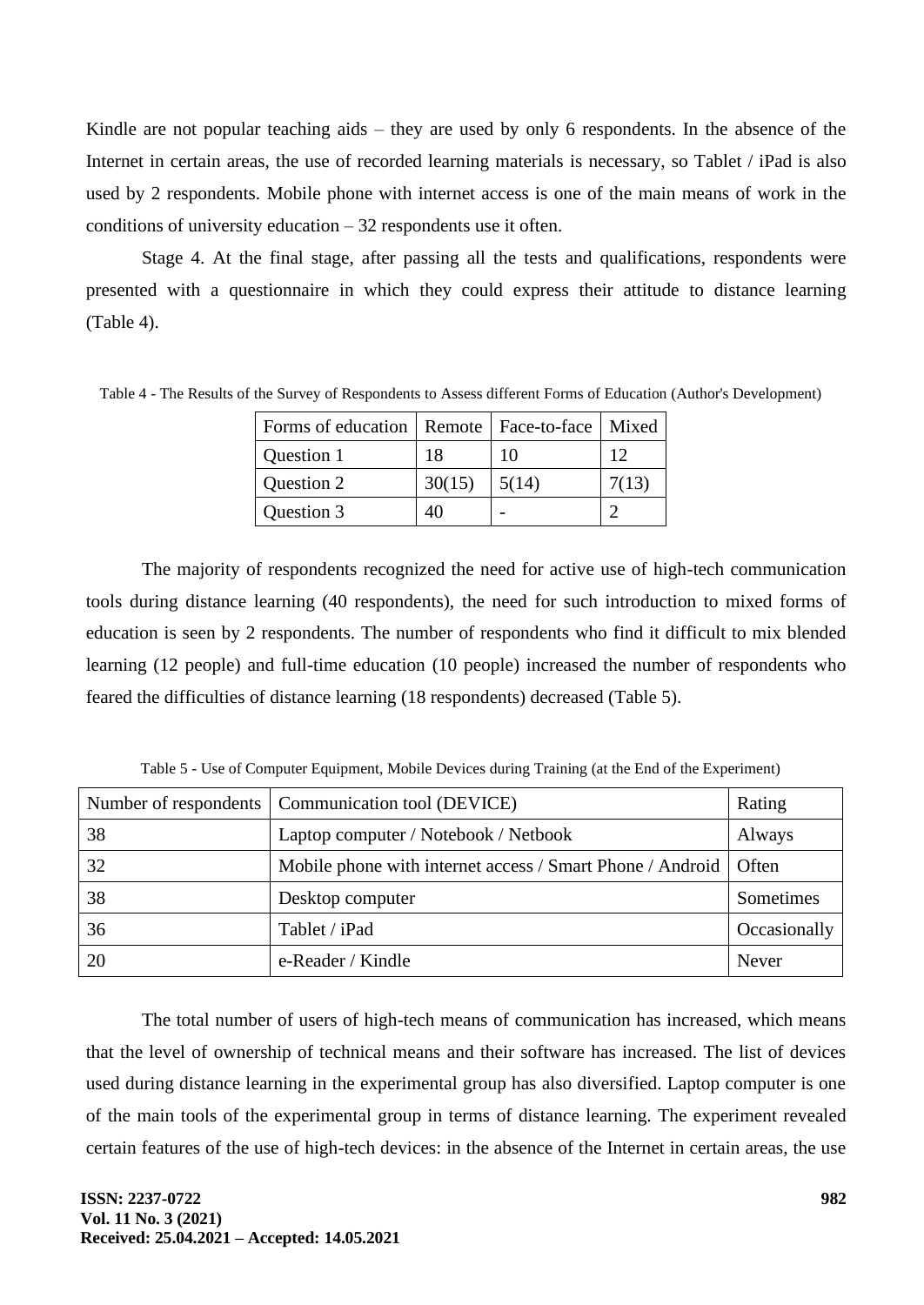Kindle are not popular teaching aids – they are used by only 6 respondents. In the absence of the Internet in certain areas, the use of recorded learning materials is necessary, so Tablet / iPad is also used by 2 respondents. Mobile phone with internet access is one of the main means of work in the conditions of university education – 32 respondents use it often.

Stage 4. At the final stage, after passing all the tests and qualifications, respondents were presented with a questionnaire in which they could express their attitude to distance learning (Table 4).

Table 4 - The Results of the Survey of Respondents to Assess different Forms of Education (Author's Development)

| Forms of education | Remote | Face-to-face | Mixed |
|---|---|---|---|
| Question 1 | 18 | 10 | 12 |
| Question 2 | 30(15) | 5(14) | 7(13) |
| Question 3 | 40 | - | 2 |

The majority of respondents recognized the need for active use of high-tech communication tools during distance learning (40 respondents), the need for such introduction to mixed forms of education is seen by 2 respondents. The number of respondents who find it difficult to mix blended learning (12 people) and full-time education (10 people) increased the number of respondents who feared the difficulties of distance learning (18 respondents) decreased (Table 5).

Table 5 - Use of Computer Equipment, Mobile Devices during Training (at the End of the Experiment)

| Number of respondents | Communication tool (DEVICE) | Rating |
|---|---|---|
| 38 | Laptop computer / Notebook / Netbook | Always |
| 32 | Mobile phone with internet access / Smart Phone / Android | Often |
| 38 | Desktop computer | Sometimes |
| 36 | Tablet / iPad | Occasionally |
| 20 | e-Reader / Kindle | Never |

The total number of users of high-tech means of communication has increased, which means that the level of ownership of technical means and their software has increased. The list of devices used during distance learning in the experimental group has also diversified. Laptop computer is one of the main tools of the experimental group in terms of distance learning. The experiment revealed certain features of the use of high-tech devices: in the absence of the Internet in certain areas, the use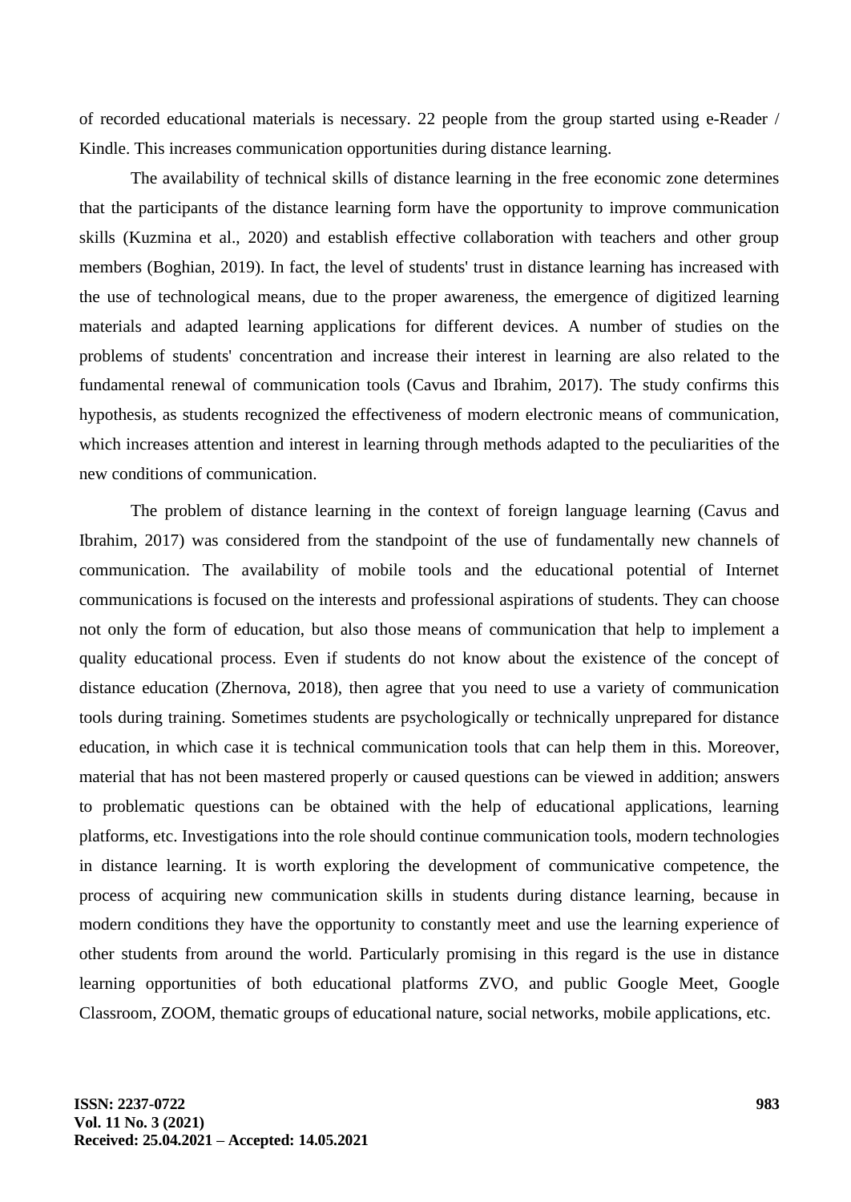of recorded educational materials is necessary. 22 people from the group started using e-Reader / Kindle. This increases communication opportunities during distance learning.

The availability of technical skills of distance learning in the free economic zone determines that the participants of the distance learning form have the opportunity to improve communication skills (Kuzmina et al., 2020) and establish effective collaboration with teachers and other group members (Boghian, 2019). In fact, the level of students' trust in distance learning has increased with the use of technological means, due to the proper awareness, the emergence of digitized learning materials and adapted learning applications for different devices. A number of studies on the problems of students' concentration and increase their interest in learning are also related to the fundamental renewal of communication tools (Cavus and Ibrahim, 2017). The study confirms this hypothesis, as students recognized the effectiveness of modern electronic means of communication, which increases attention and interest in learning through methods adapted to the peculiarities of the new conditions of communication.

The problem of distance learning in the context of foreign language learning (Cavus and Ibrahim, 2017) was considered from the standpoint of the use of fundamentally new channels of communication. The availability of mobile tools and the educational potential of Internet communications is focused on the interests and professional aspirations of students. They can choose not only the form of education, but also those means of communication that help to implement a quality educational process. Even if students do not know about the existence of the concept of distance education (Zhernova, 2018), then agree that you need to use a variety of communication tools during training. Sometimes students are psychologically or technically unprepared for distance education, in which case it is technical communication tools that can help them in this. Moreover, material that has not been mastered properly or caused questions can be viewed in addition; answers to problematic questions can be obtained with the help of educational applications, learning platforms, etc. Investigations into the role should continue communication tools, modern technologies in distance learning. It is worth exploring the development of communicative competence, the process of acquiring new communication skills in students during distance learning, because in modern conditions they have the opportunity to constantly meet and use the learning experience of other students from around the world. Particularly promising in this regard is the use in distance learning opportunities of both educational platforms ZVO, and public Google Meet, Google Classroom, ZOOM, thematic groups of educational nature, social networks, mobile applications, etc.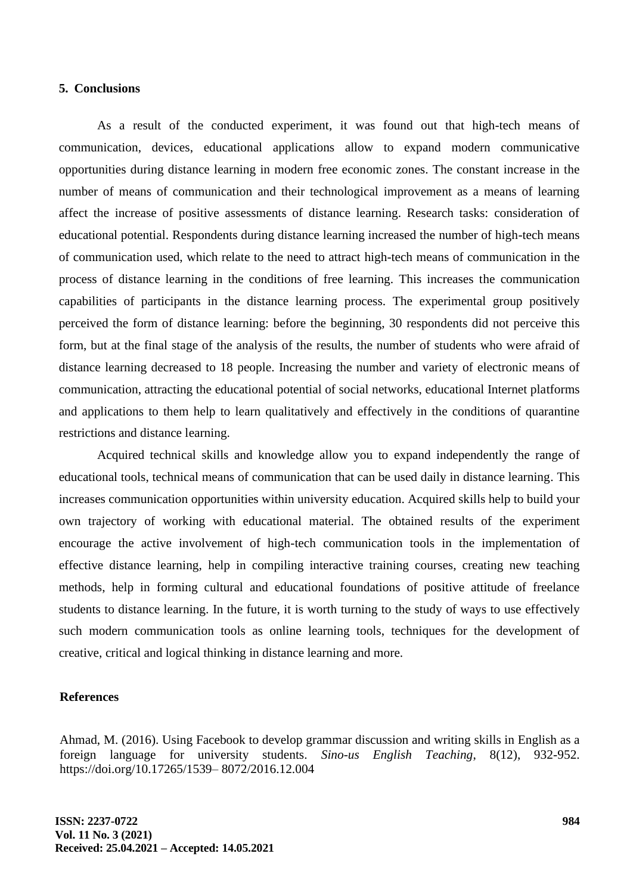## 5. Conclusions

As a result of the conducted experiment, it was found out that high-tech means of communication, devices, educational applications allow to expand modern communicative opportunities during distance learning in modern free economic zones. The constant increase in the number of means of communication and their technological improvement as a means of learning affect the increase of positive assessments of distance learning. Research tasks: consideration of educational potential. Respondents during distance learning increased the number of high-tech means of communication used, which relate to the need to attract high-tech means of communication in the process of distance learning in the conditions of free learning. This increases the communication capabilities of participants in the distance learning process. The experimental group positively perceived the form of distance learning: before the beginning, 30 respondents did not perceive this form, but at the final stage of the analysis of the results, the number of students who were afraid of distance learning decreased to 18 people. Increasing the number and variety of electronic means of communication, attracting the educational potential of social networks, educational Internet platforms and applications to them help to learn qualitatively and effectively in the conditions of quarantine restrictions and distance learning.

Acquired technical skills and knowledge allow you to expand independently the range of educational tools, technical means of communication that can be used daily in distance learning. This increases communication opportunities within university education. Acquired skills help to build your own trajectory of working with educational material. The obtained results of the experiment encourage the active involvement of high-tech communication tools in the implementation of effective distance learning, help in compiling interactive training courses, creating new teaching methods, help in forming cultural and educational foundations of positive attitude of freelance students to distance learning. In the future, it is worth turning to the study of ways to use effectively such modern communication tools as online learning tools, techniques for the development of creative, critical and logical thinking in distance learning and more.

## References

Ahmad, M. (2016). Using Facebook to develop grammar discussion and writing skills in English as a foreign language for university students. *Sino-us English Teaching*, 8(12), 932-952. https://doi.org/10.17265/1539– 8072/2016.12.004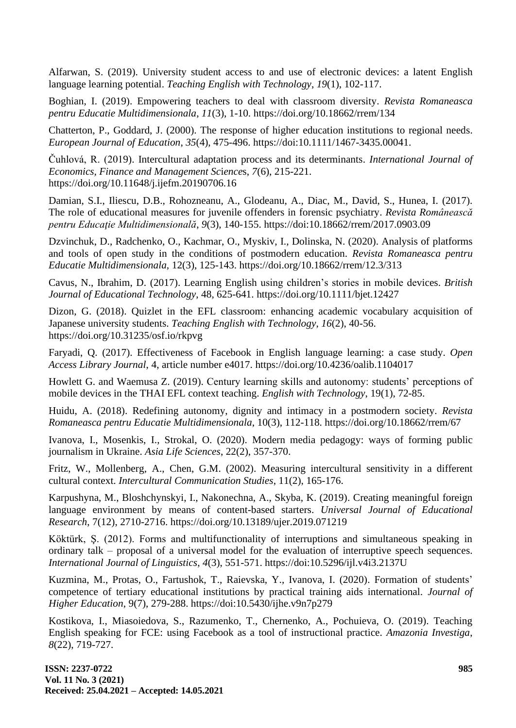Alfarwan, S. (2019). University student access to and use of electronic devices: a latent English language learning potential. *Teaching English with Technology*, *19*(1), 102-117.

Boghian, I. (2019). Empowering teachers to deal with classroom diversity. *Revista Romaneasca pentru Educatie Multidimensionala*, *11*(3), 1-10. https://doi.org/10.18662/rrem/134

Chatterton, P., Goddard, J. (2000). The response of higher education institutions to regional needs. *European Journal of Education*, *35*(4), 475-496. https://doi:10.1111/1467-3435.00041.

Čuhlová, R. (2019). Intercultural adaptation process and its determinants. *International Journal of Economics, Finance and Management Sciences*, *7*(6), 215-221. https://doi.org/10.11648/j.ijefm.20190706.16

Damian, S.I., Iliescu, D.B., Rohozneanu, A., Glodeanu, A., Diac, M., David, S., Hunea, I. (2017). The role of educational measures for juvenile offenders in forensic psychiatry. *Revista Românească pentru Educaţie Multidimensională*, *9*(3), 140-155. https://doi:10.18662/rrem/2017.0903.09

Dzvinchuk, D., Radchenko, O., Kachmar, O., Myskiv, I., Dolinska, N. (2020). Analysis of platforms and tools of open study in the conditions of postmodern education. *Revista Romaneasca pentru Educatie Multidimensionala*, 12(3), 125-143. https://doi.org/10.18662/rrem/12.3/313

Cavus, N., Ibrahim, D. (2017). Learning English using children's stories in mobile devices. *British Journal of Educational Technology*, 48, 625-641. https://doi.org/10.1111/bjet.12427

Dizon, G. (2018). Quizlet in the EFL classroom: enhancing academic vocabulary acquisition of Japanese university students. *Teaching English with Technology*, *16*(2), 40-56. https://doi.org/10.31235/osf.io/rkpvg

Faryadi, Q. (2017). Effectiveness of Facebook in English language learning: a case study. *Open Access Library Journal*, 4, article number e4017. https://doi.org/10.4236/oalib.1104017

Howlett G. and Waemusa Z. (2019). Century learning skills and autonomy: students' perceptions of mobile devices in the THAI EFL context teaching. *English with Technology*, 19(1), 72-85.

Huidu, A. (2018). Redefining autonomy, dignity and intimacy in a postmodern society. *Revista Romaneasca pentru Educatie Multidimensionala*, 10(3), 112-118. https://doi.org/10.18662/rrem/67

Ivanova, I., Mosenkis, I., Strokal, O. (2020). Modern media pedagogy: ways of forming public journalism in Ukraine. *Asia Life Sciences*, 22(2), 357-370.

Fritz, W., Mollenberg, A., Chen, G.M. (2002). Measuring intercultural sensitivity in a different cultural context. *Intercultural Communication Studies*, 11(2), 165-176.

Karpushyna, M., Bloshchynskyi, I., Nakonechna, A., Skyba, K. (2019). Creating meaningful foreign language environment by means of content-based starters. *Universal Journal of Educational Research*, 7(12), 2710-2716. https://doi.org/10.13189/ujer.2019.071219

Köktürk, Ş. (2012). Forms and multifunctionality of interruptions and simultaneous speaking in ordinary talk – proposal of a universal model for the evaluation of interruptive speech sequences. *International Journal of Linguistics*, *4*(3), 551-571. https://doi:10.5296/ijl.v4i3.2137U

Kuzmina, M., Protas, O., Fartushok, T., Raievska, Y., Ivanova, I. (2020). Formation of students' competence of tertiary educational institutions by practical training aids international. *Journal of Higher Education*, 9(7), 279-288. https://doi:10.5430/ijhe.v9n7p279

Kostikova, I., Miasoiedova, S., Razumenko, T., Chernenko, A., Pochuieva, O. (2019). Teaching English speaking for FCE: using Facebook as a tool of instructional practice. *Amazonia Investiga*, *8*(22), 719-727.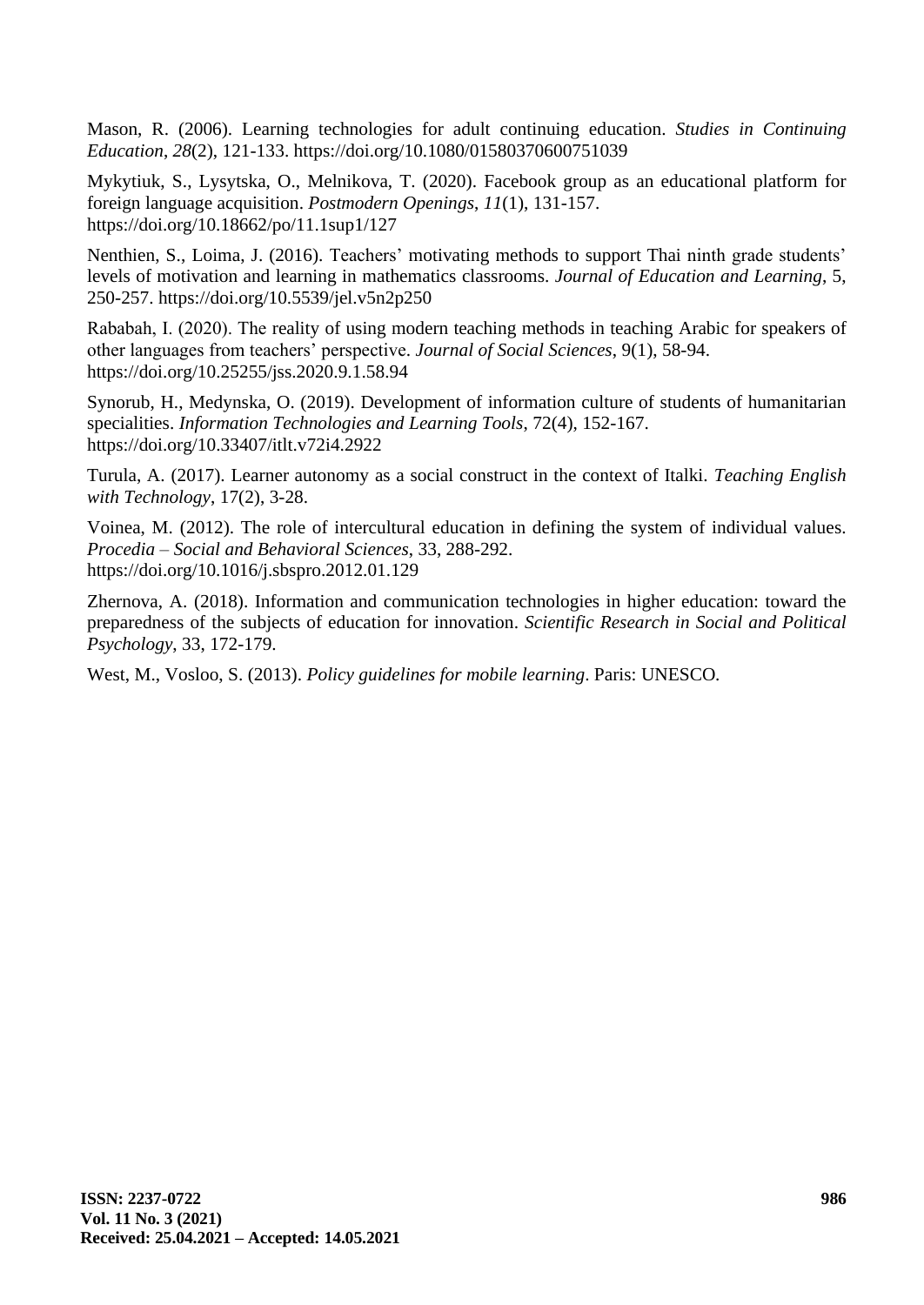Mason, R. (2006). Learning technologies for adult continuing education. *Studies in Continuing Education*, *28*(2), 121-133. https://doi.org/10.1080/01580370600751039

Mykytiuk, S., Lysytska, O., Melnikova, T. (2020). Facebook group as an educational platform for foreign language acquisition. *Postmodern Openings*, *11*(1), 131-157. https://doi.org/10.18662/po/11.1sup1/127

Nenthien, S., Loima, J. (2016). Teachers' motivating methods to support Thai ninth grade students' levels of motivation and learning in mathematics classrooms. *Journal of Education and Learning*, 5, 250-257. https://doi.org/10.5539/jel.v5n2p250

Rababah, I. (2020). The reality of using modern teaching methods in teaching Arabic for speakers of other languages from teachers' perspective. *Journal of Social Sciences*, 9(1), 58-94. https://doi.org/10.25255/jss.2020.9.1.58.94

Synorub, H., Medynska, O. (2019). Development of information culture of students of humanitarian specialities. *Information Technologies and Learning Tools*, 72(4), 152-167. https://doi.org/10.33407/itlt.v72i4.2922

Turula, A. (2017). Learner autonomy as a social construct in the context of Italki. *Teaching English with Technology*, 17(2), 3-28.

Voinea, M. (2012). The role of intercultural education in defining the system of individual values. *Procedia – Social and Behavioral Sciences*, 33, 288-292. https://doi.org/10.1016/j.sbspro.2012.01.129

Zhernova, A. (2018). Information and communication technologies in higher education: toward the preparedness of the subjects of education for innovation. *Scientific Research in Social and Political Psychology*, 33, 172-179.

West, M., Vosloo, S. (2013). *Policy guidelines for mobile learning*. Paris: UNESCO.